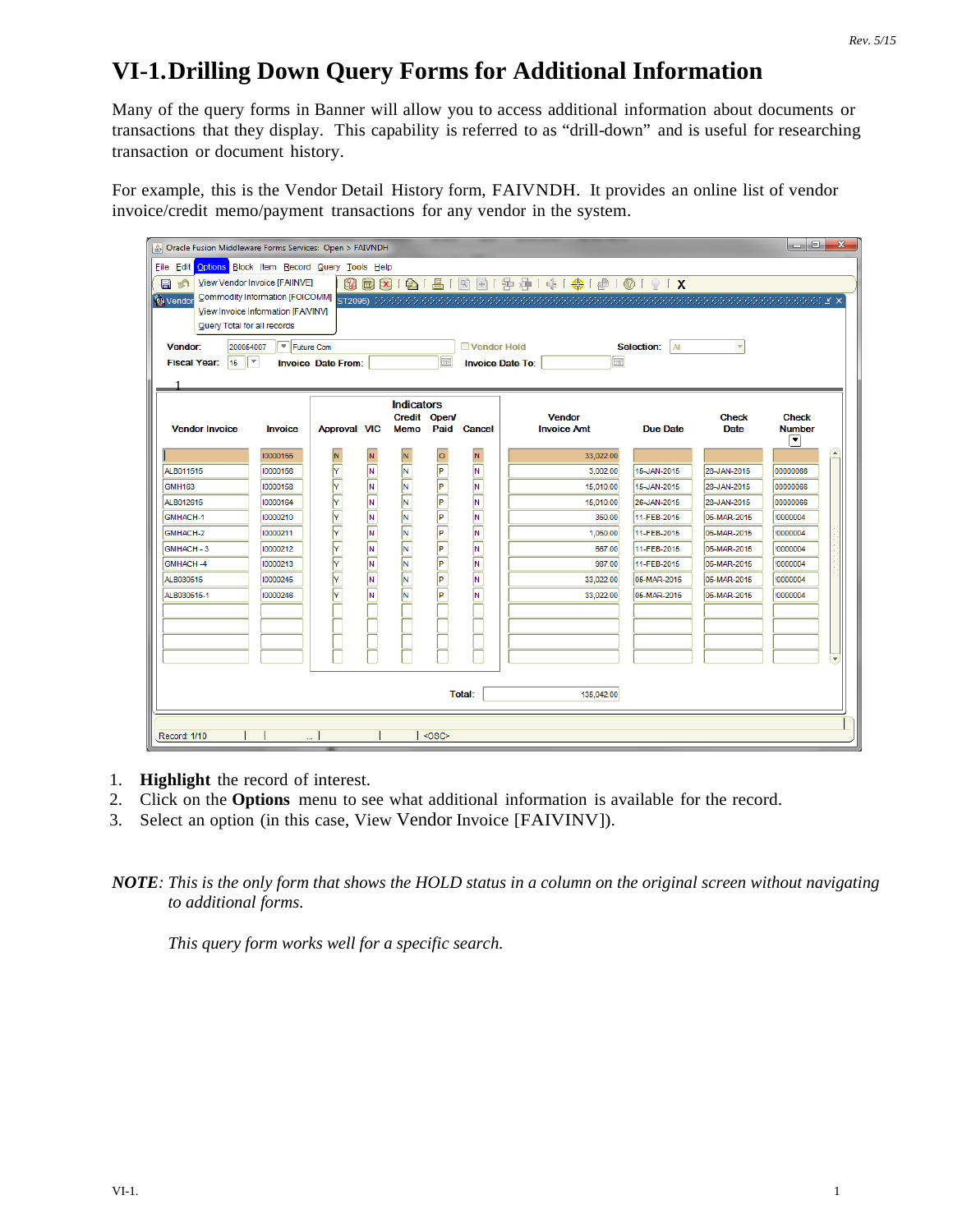# VI-1. Drilling Down Query Forms for Additional Information

Many of the query forms in Banner will allow you to access additional information about documents or transactions that they display. This capability is referred to as "drill-down" and is useful for researching transaction or document history.

For example, this is the Vendor Detail History form, FAIVNDH. It provides an online list of vendor invoice/credit memo/payment transactions for any vendor in the system.

1. **Highlight** the record of interest.
2. Click on the **Options** menu to see what additional information is available for the record.
3. Select an option (in this case, View Vendor Invoice [FAIVINV]).

***NOTE***: *This is the only form that shows the HOLD status in a column on the original screen without navigating to additional forms.*

*This query form works well for a specific search.*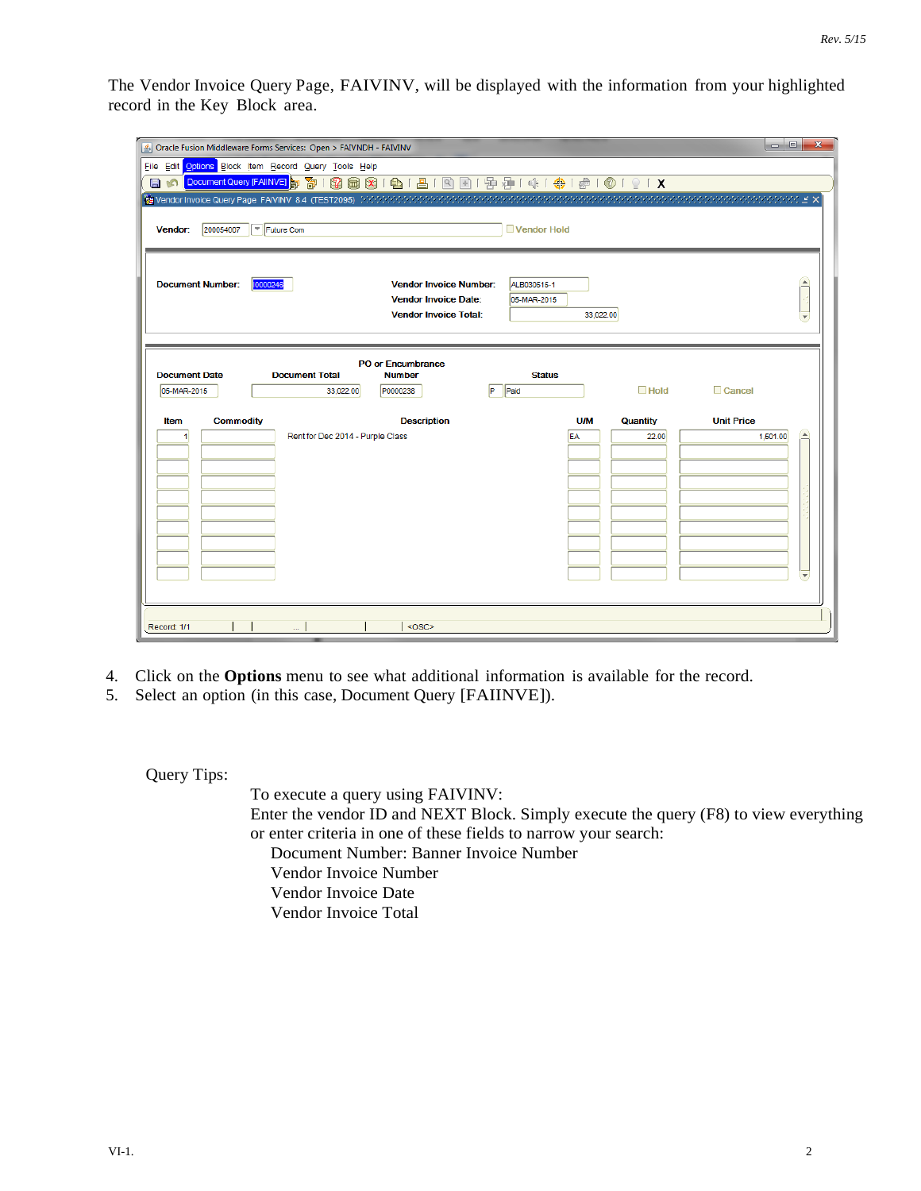The Vendor Invoice Query Page, FAIVINV, will be displayed with the information from your highlighted record in the Key Block area.

4. Click on the **Options** menu to see what additional information is available for the record.
5. Select an option (in this case, Document Query [FAIINVE]).

Query Tips:

To execute a query using FAIVINV:
Enter the vendor ID and NEXT Block. Simply execute the query (F8) to view everything or enter criteria in one of these fields to narrow your search:

- Document Number: Banner Invoice Number
- Vendor Invoice Number
- Vendor Invoice Date
- Vendor Invoice Total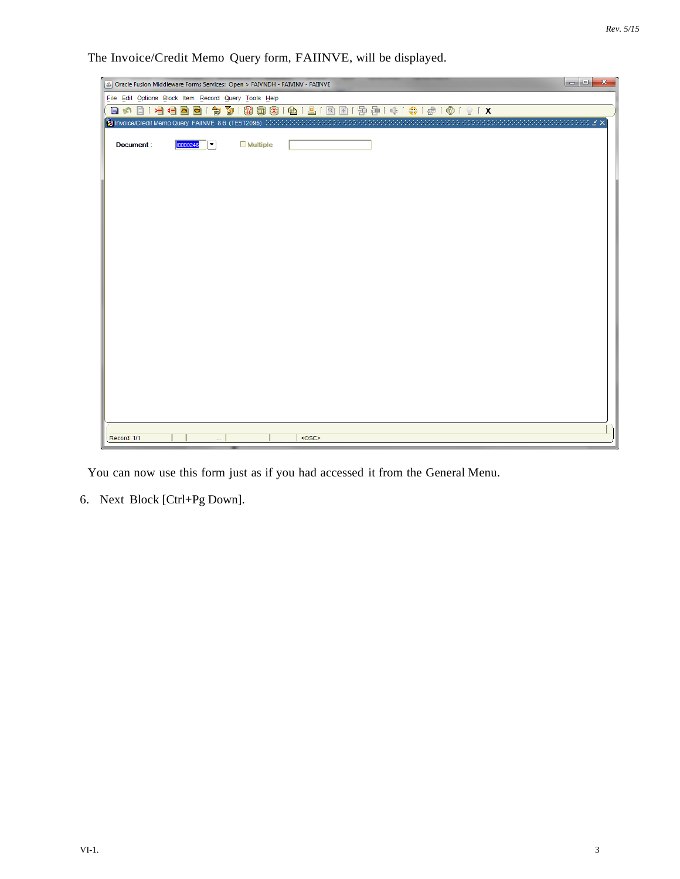The Invoice/Credit Memo Query form, FAIINVE, will be displayed.

You can now use this form just as if you had accessed it from the General Menu.

6. Next Block [Ctrl+Pg Down].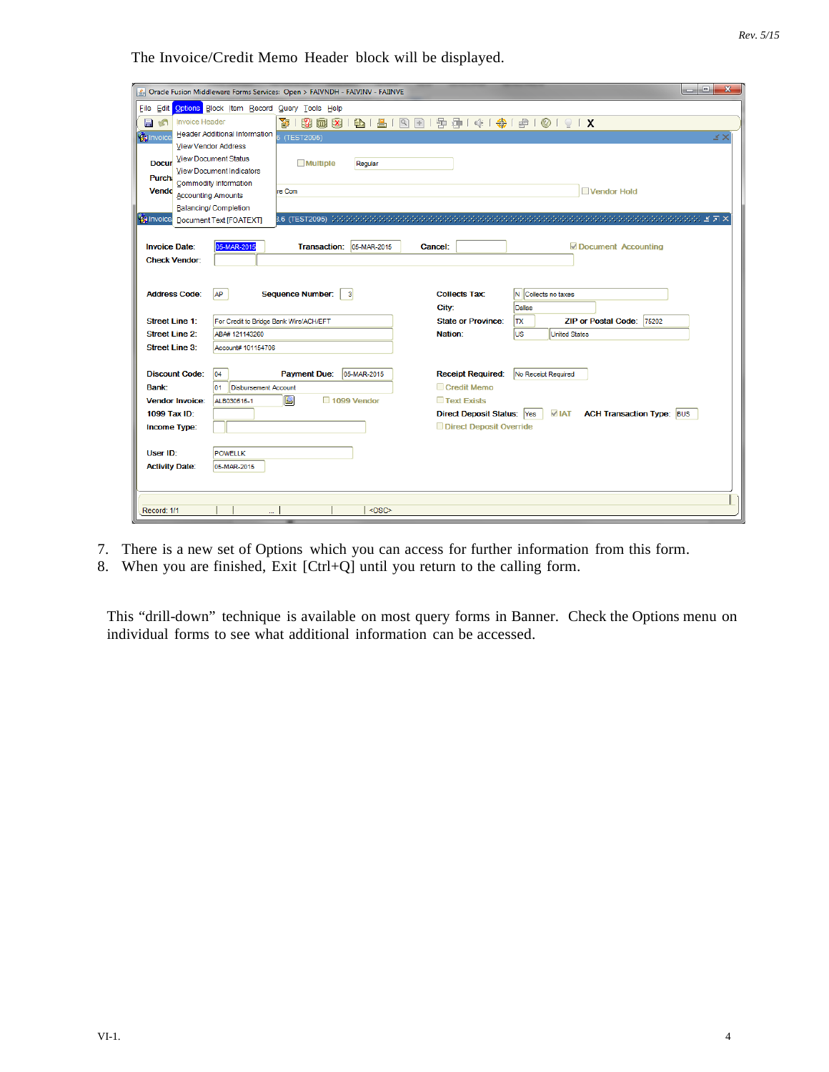The Invoice/Credit Memo Header block will be displayed.

7. There is a new set of Options which you can access for further information from this form.
8. When you are finished, Exit [Ctrl+Q] until you return to the calling form.

This “drill-down” technique is available on most query forms in Banner. Check the Options menu on individual forms to see what additional information can be accessed.